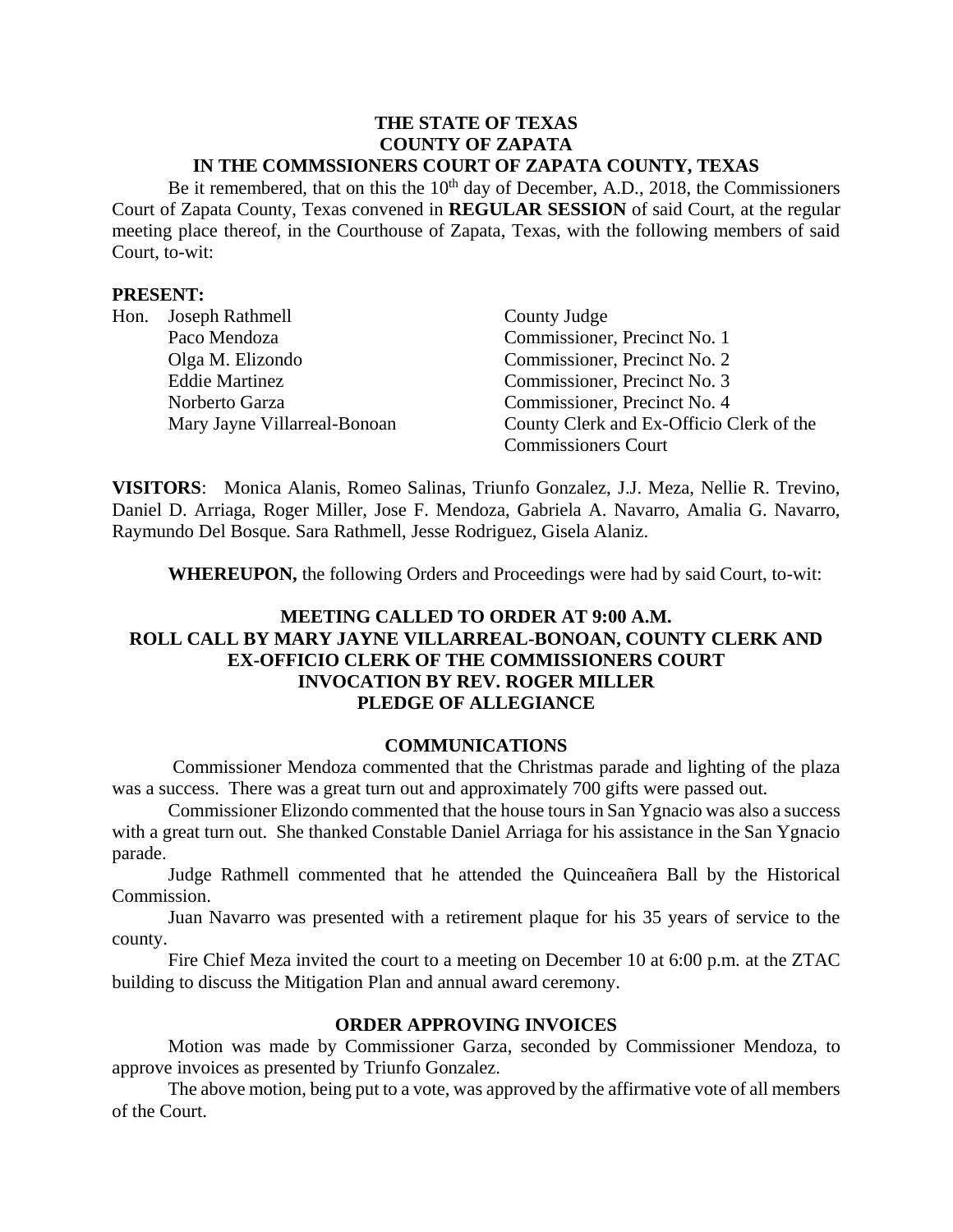**THE STATE OF TEXAS**
**COUNTY OF ZAPATA**
**IN THE COMMSSIONERS COURT OF ZAPATA COUNTY, TEXAS**

Be it remembered, that on this the 10th day of December, A.D., 2018, the Commissioners Court of Zapata County, Texas convened in **REGULAR SESSION** of said Court, at the regular meeting place thereof, in the Courthouse of Zapata, Texas, with the following members of said Court, to-wit:

**PRESENT:**

| | |
|---|---|
| Hon. Joseph Rathmell | County Judge |
| Paco Mendoza | Commissioner, Precinct No. 1 |
| Olga M. Elizondo | Commissioner, Precinct No. 2 |
| Eddie Martinez | Commissioner, Precinct No. 3 |
| Norberto Garza | Commissioner, Precinct No. 4 |
| Mary Jayne Villarreal-Bonoan | County Clerk and Ex-Officio Clerk of the Commissioners Court |

**VISITORS**: Monica Alanis, Romeo Salinas, Triunfo Gonzalez, J.J. Meza, Nellie R. Trevino, Daniel D. Arriaga, Roger Miller, Jose F. Mendoza, Gabriela A. Navarro, Amalia G. Navarro, Raymundo Del Bosque. Sara Rathmell, Jesse Rodriguez, Gisela Alaniz.

**WHEREUPON,** the following Orders and Proceedings were had by said Court, to-wit:

**MEETING CALLED TO ORDER AT 9:00 A.M.**
**ROLL CALL BY MARY JAYNE VILLARREAL-BONOAN, COUNTY CLERK AND EX-OFFICIO CLERK OF THE COMMISSIONERS COURT**
**INVOCATION BY REV. ROGER MILLER**
**PLEDGE OF ALLEGIANCE**

**COMMUNICATIONS**

Commissioner Mendoza commented that the Christmas parade and lighting of the plaza was a success. There was a great turn out and approximately 700 gifts were passed out.

Commissioner Elizondo commented that the house tours in San Ygnacio was also a success with a great turn out. She thanked Constable Daniel Arriaga for his assistance in the San Ygnacio parade.

Judge Rathmell commented that he attended the Quinceañera Ball by the Historical Commission.

Juan Navarro was presented with a retirement plaque for his 35 years of service to the county.

Fire Chief Meza invited the court to a meeting on December 10 at 6:00 p.m. at the ZTAC building to discuss the Mitigation Plan and annual award ceremony.

**ORDER APPROVING INVOICES**

Motion was made by Commissioner Garza, seconded by Commissioner Mendoza, to approve invoices as presented by Triunfo Gonzalez.

The above motion, being put to a vote, was approved by the affirmative vote of all members of the Court.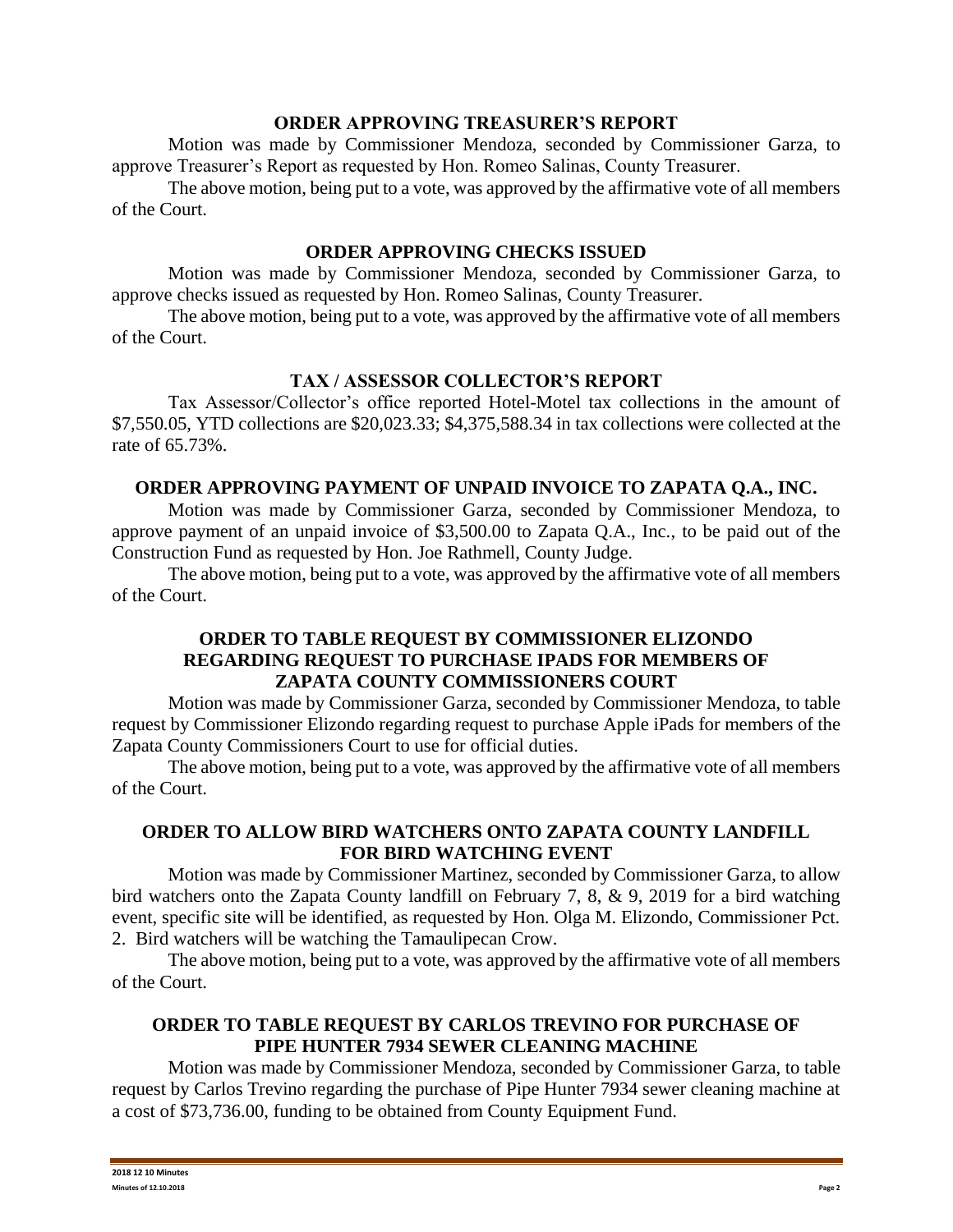## ORDER APPROVING TREASURER'S REPORT

Motion was made by Commissioner Mendoza, seconded by Commissioner Garza, to approve Treasurer's Report as requested by Hon. Romeo Salinas, County Treasurer.

The above motion, being put to a vote, was approved by the affirmative vote of all members of the Court.

## ORDER APPROVING CHECKS ISSUED

Motion was made by Commissioner Mendoza, seconded by Commissioner Garza, to approve checks issued as requested by Hon. Romeo Salinas, County Treasurer.

The above motion, being put to a vote, was approved by the affirmative vote of all members of the Court.

## TAX / ASSESSOR COLLECTOR'S REPORT

Tax Assessor/Collector's office reported Hotel-Motel tax collections in the amount of $7,550.05, YTD collections are $20,023.33; $4,375,588.34 in tax collections were collected at the rate of 65.73%.

## ORDER APPROVING PAYMENT OF UNPAID INVOICE TO ZAPATA Q.A., INC.

Motion was made by Commissioner Garza, seconded by Commissioner Mendoza, to approve payment of an unpaid invoice of $3,500.00 to Zapata Q.A., Inc., to be paid out of the Construction Fund as requested by Hon. Joe Rathmell, County Judge.

The above motion, being put to a vote, was approved by the affirmative vote of all members of the Court.

## ORDER TO TABLE REQUEST BY COMMISSIONER ELIZONDO REGARDING REQUEST TO PURCHASE IPADS FOR MEMBERS OF ZAPATA COUNTY COMMISSIONERS COURT

Motion was made by Commissioner Garza, seconded by Commissioner Mendoza, to table request by Commissioner Elizondo regarding request to purchase Apple iPads for members of the Zapata County Commissioners Court to use for official duties.

The above motion, being put to a vote, was approved by the affirmative vote of all members of the Court.

## ORDER TO ALLOW BIRD WATCHERS ONTO ZAPATA COUNTY LANDFILL FOR BIRD WATCHING EVENT

Motion was made by Commissioner Martinez, seconded by Commissioner Garza, to allow bird watchers onto the Zapata County landfill on February 7, 8, & 9, 2019 for a bird watching event, specific site will be identified, as requested by Hon. Olga M. Elizondo, Commissioner Pct. 2. Bird watchers will be watching the Tamaulipecan Crow.

The above motion, being put to a vote, was approved by the affirmative vote of all members of the Court.

## ORDER TO TABLE REQUEST BY CARLOS TREVINO FOR PURCHASE OF PIPE HUNTER 7934 SEWER CLEANING MACHINE

Motion was made by Commissioner Mendoza, seconded by Commissioner Garza, to table request by Carlos Trevino regarding the purchase of Pipe Hunter 7934 sewer cleaning machine at a cost of $73,736.00, funding to be obtained from County Equipment Fund.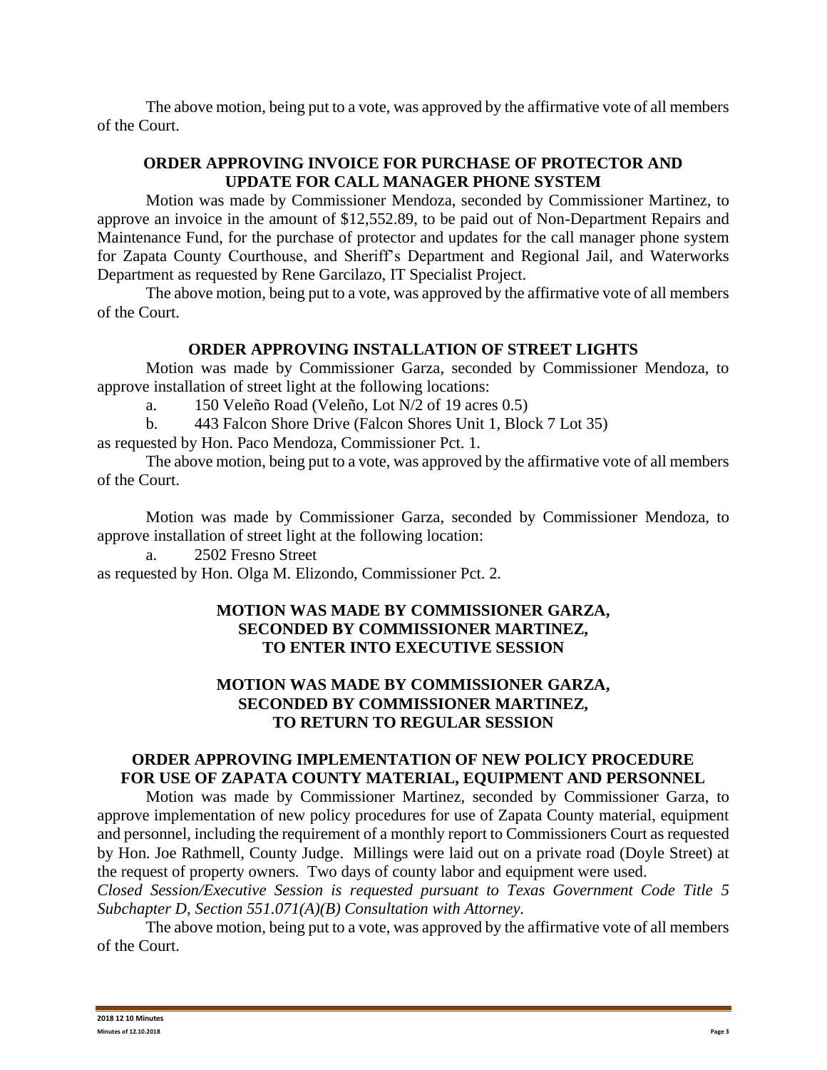The above motion, being put to a vote, was approved by the affirmative vote of all members of the Court.

**ORDER APPROVING INVOICE FOR PURCHASE OF PROTECTOR AND UPDATE FOR CALL MANAGER PHONE SYSTEM**

Motion was made by Commissioner Mendoza, seconded by Commissioner Martinez, to approve an invoice in the amount of $12,552.89, to be paid out of Non-Department Repairs and Maintenance Fund, for the purchase of protector and updates for the call manager phone system for Zapata County Courthouse, and Sheriff's Department and Regional Jail, and Waterworks Department as requested by Rene Garcilazo, IT Specialist Project.

The above motion, being put to a vote, was approved by the affirmative vote of all members of the Court.

**ORDER APPROVING INSTALLATION OF STREET LIGHTS**

Motion was made by Commissioner Garza, seconded by Commissioner Mendoza, to approve installation of street light at the following locations:

a. 150 Veleño Road (Veleño, Lot N/2 of 19 acres 0.5)

b. 443 Falcon Shore Drive (Falcon Shores Unit 1, Block 7 Lot 35)

as requested by Hon. Paco Mendoza, Commissioner Pct. 1.

The above motion, being put to a vote, was approved by the affirmative vote of all members of the Court.

Motion was made by Commissioner Garza, seconded by Commissioner Mendoza, to approve installation of street light at the following location:

a. 2502 Fresno Street

as requested by Hon. Olga M. Elizondo, Commissioner Pct. 2.

**MOTION WAS MADE BY COMMISSIONER GARZA, SECONDED BY COMMISSIONER MARTINEZ, TO ENTER INTO EXECUTIVE SESSION**

**MOTION WAS MADE BY COMMISSIONER GARZA, SECONDED BY COMMISSIONER MARTINEZ, TO RETURN TO REGULAR SESSION**

**ORDER APPROVING IMPLEMENTATION OF NEW POLICY PROCEDURE FOR USE OF ZAPATA COUNTY MATERIAL, EQUIPMENT AND PERSONNEL**

Motion was made by Commissioner Martinez, seconded by Commissioner Garza, to approve implementation of new policy procedures for use of Zapata County material, equipment and personnel, including the requirement of a monthly report to Commissioners Court as requested by Hon. Joe Rathmell, County Judge. Millings were laid out on a private road (Doyle Street) at the request of property owners. Two days of county labor and equipment were used.

*Closed Session/Executive Session is requested pursuant to Texas Government Code Title 5 Subchapter D, Section 551.071(A)(B) Consultation with Attorney.*

The above motion, being put to a vote, was approved by the affirmative vote of all members of the Court.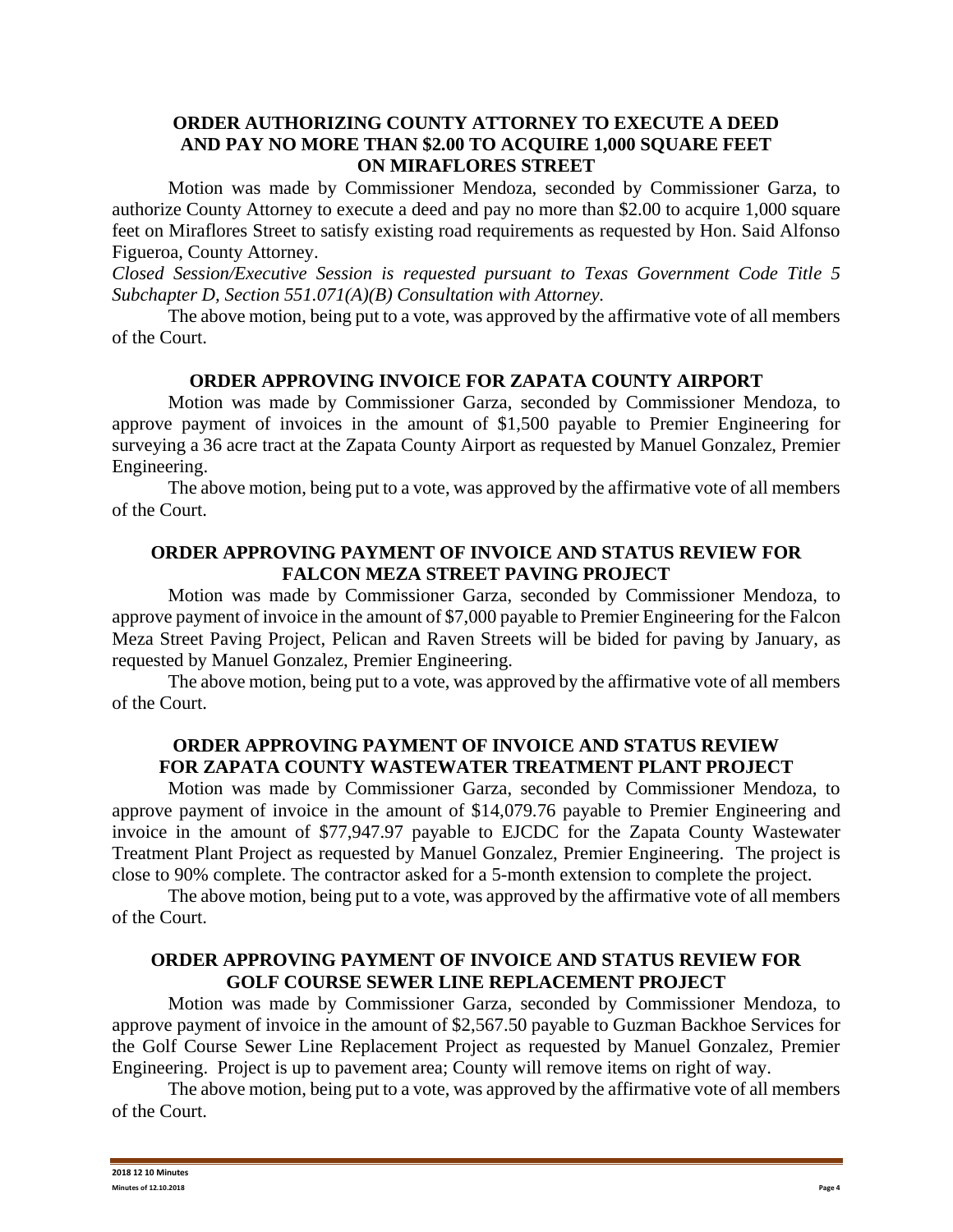### ORDER AUTHORIZING COUNTY ATTORNEY TO EXECUTE A DEED AND PAY NO MORE THAN $2.00 TO ACQUIRE 1,000 SQUARE FEET ON MIRAFLORES STREET

Motion was made by Commissioner Mendoza, seconded by Commissioner Garza, to authorize County Attorney to execute a deed and pay no more than $2.00 to acquire 1,000 square feet on Miraflores Street to satisfy existing road requirements as requested by Hon. Said Alfonso Figueroa, County Attorney.

*Closed Session/Executive Session is requested pursuant to Texas Government Code Title 5 Subchapter D, Section 551.071(A)(B) Consultation with Attorney.*

The above motion, being put to a vote, was approved by the affirmative vote of all members of the Court.

### ORDER APPROVING INVOICE FOR ZAPATA COUNTY AIRPORT

Motion was made by Commissioner Garza, seconded by Commissioner Mendoza, to approve payment of invoices in the amount of $1,500 payable to Premier Engineering for surveying a 36 acre tract at the Zapata County Airport as requested by Manuel Gonzalez, Premier Engineering.

The above motion, being put to a vote, was approved by the affirmative vote of all members of the Court.

### ORDER APPROVING PAYMENT OF INVOICE AND STATUS REVIEW FOR FALCON MEZA STREET PAVING PROJECT

Motion was made by Commissioner Garza, seconded by Commissioner Mendoza, to approve payment of invoice in the amount of $7,000 payable to Premier Engineering for the Falcon Meza Street Paving Project, Pelican and Raven Streets will be bided for paving by January, as requested by Manuel Gonzalez, Premier Engineering.

The above motion, being put to a vote, was approved by the affirmative vote of all members of the Court.

### ORDER APPROVING PAYMENT OF INVOICE AND STATUS REVIEW FOR ZAPATA COUNTY WASTEWATER TREATMENT PLANT PROJECT

Motion was made by Commissioner Garza, seconded by Commissioner Mendoza, to approve payment of invoice in the amount of $14,079.76 payable to Premier Engineering and invoice in the amount of $77,947.97 payable to EJCDC for the Zapata County Wastewater Treatment Plant Project as requested by Manuel Gonzalez, Premier Engineering. The project is close to 90% complete. The contractor asked for a 5-month extension to complete the project.

The above motion, being put to a vote, was approved by the affirmative vote of all members of the Court.

### ORDER APPROVING PAYMENT OF INVOICE AND STATUS REVIEW FOR GOLF COURSE SEWER LINE REPLACEMENT PROJECT

Motion was made by Commissioner Garza, seconded by Commissioner Mendoza, to approve payment of invoice in the amount of $2,567.50 payable to Guzman Backhoe Services for the Golf Course Sewer Line Replacement Project as requested by Manuel Gonzalez, Premier Engineering. Project is up to pavement area; County will remove items on right of way.

The above motion, being put to a vote, was approved by the affirmative vote of all members of the Court.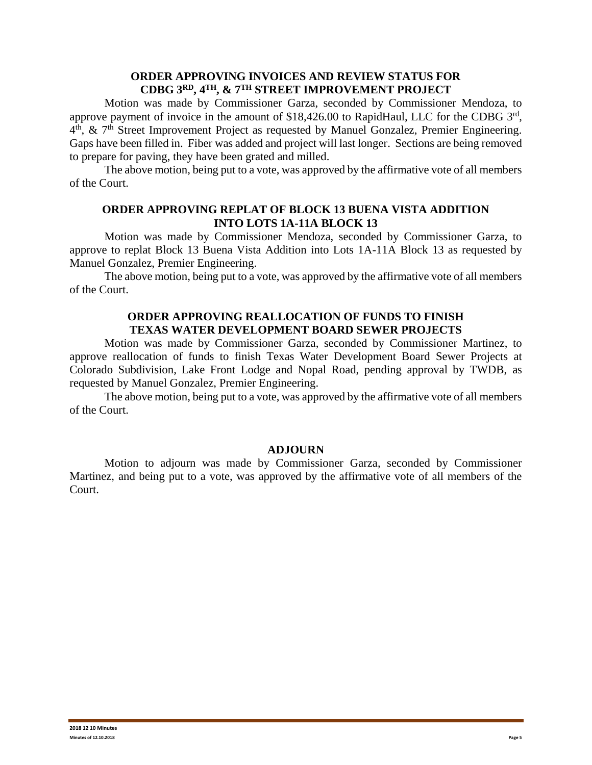### ORDER APPROVING INVOICES AND REVIEW STATUS FOR CDBG 3RD, 4TH, & 7TH STREET IMPROVEMENT PROJECT

Motion was made by Commissioner Garza, seconded by Commissioner Mendoza, to approve payment of invoice in the amount of $18,426.00 to RapidHaul, LLC for the CDBG 3rd, 4th, & 7th Street Improvement Project as requested by Manuel Gonzalez, Premier Engineering. Gaps have been filled in. Fiber was added and project will last longer. Sections are being removed to prepare for paving, they have been grated and milled.

The above motion, being put to a vote, was approved by the affirmative vote of all members of the Court.

### ORDER APPROVING REPLAT OF BLOCK 13 BUENA VISTA ADDITION INTO LOTS 1A-11A BLOCK 13

Motion was made by Commissioner Mendoza, seconded by Commissioner Garza, to approve to replat Block 13 Buena Vista Addition into Lots 1A-11A Block 13 as requested by Manuel Gonzalez, Premier Engineering.

The above motion, being put to a vote, was approved by the affirmative vote of all members of the Court.

### ORDER APPROVING REALLOCATION OF FUNDS TO FINISH TEXAS WATER DEVELOPMENT BOARD SEWER PROJECTS

Motion was made by Commissioner Garza, seconded by Commissioner Martinez, to approve reallocation of funds to finish Texas Water Development Board Sewer Projects at Colorado Subdivision, Lake Front Lodge and Nopal Road, pending approval by TWDB, as requested by Manuel Gonzalez, Premier Engineering.

The above motion, being put to a vote, was approved by the affirmative vote of all members of the Court.

### ADJOURN

Motion to adjourn was made by Commissioner Garza, seconded by Commissioner Martinez, and being put to a vote, was approved by the affirmative vote of all members of the Court.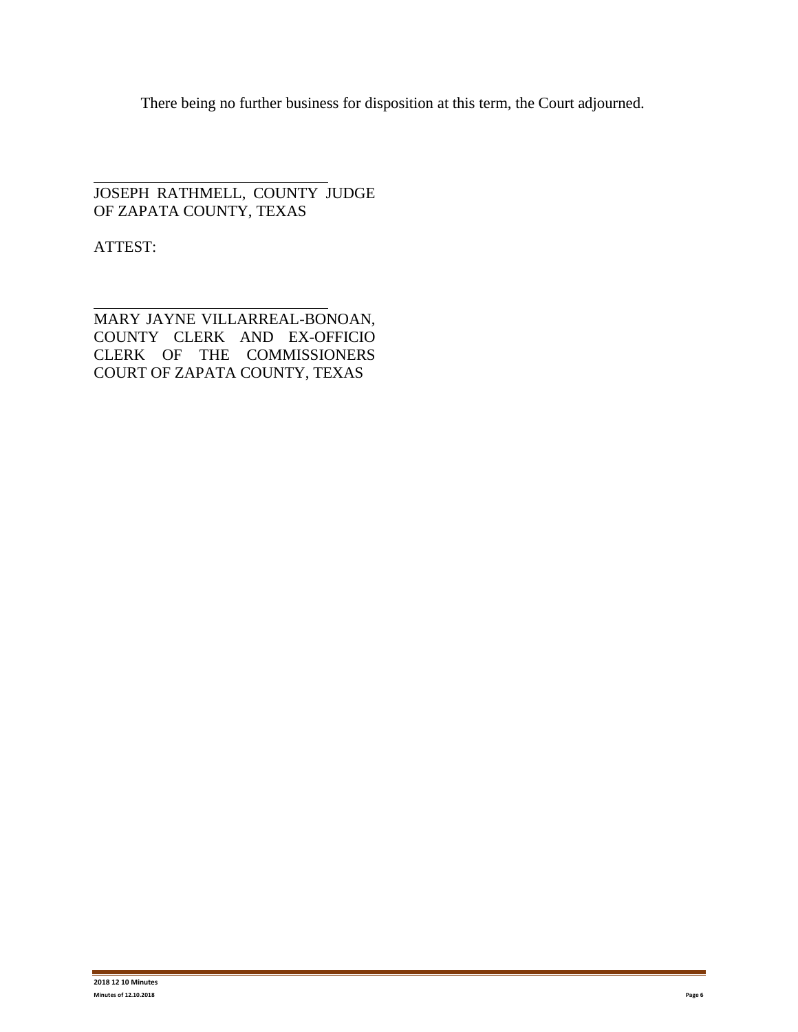There being no further business for disposition at this term, the Court adjourned.

\_\_\_\_\_\_\_\_\_\_\_\_\_\_\_\_\_\_\_\_\_\_\_\_\_\_\_\_\_\_

JOSEPH RATHMELL, COUNTY JUDGE OF ZAPATA COUNTY, TEXAS

ATTEST:

\_\_\_\_\_\_\_\_\_\_\_\_\_\_\_\_\_\_\_\_\_\_\_\_\_\_\_\_\_\_

MARY JAYNE VILLARREAL-BONOAN, COUNTY CLERK AND EX-OFFICIO CLERK OF THE COMMISSIONERS COURT OF ZAPATA COUNTY, TEXAS